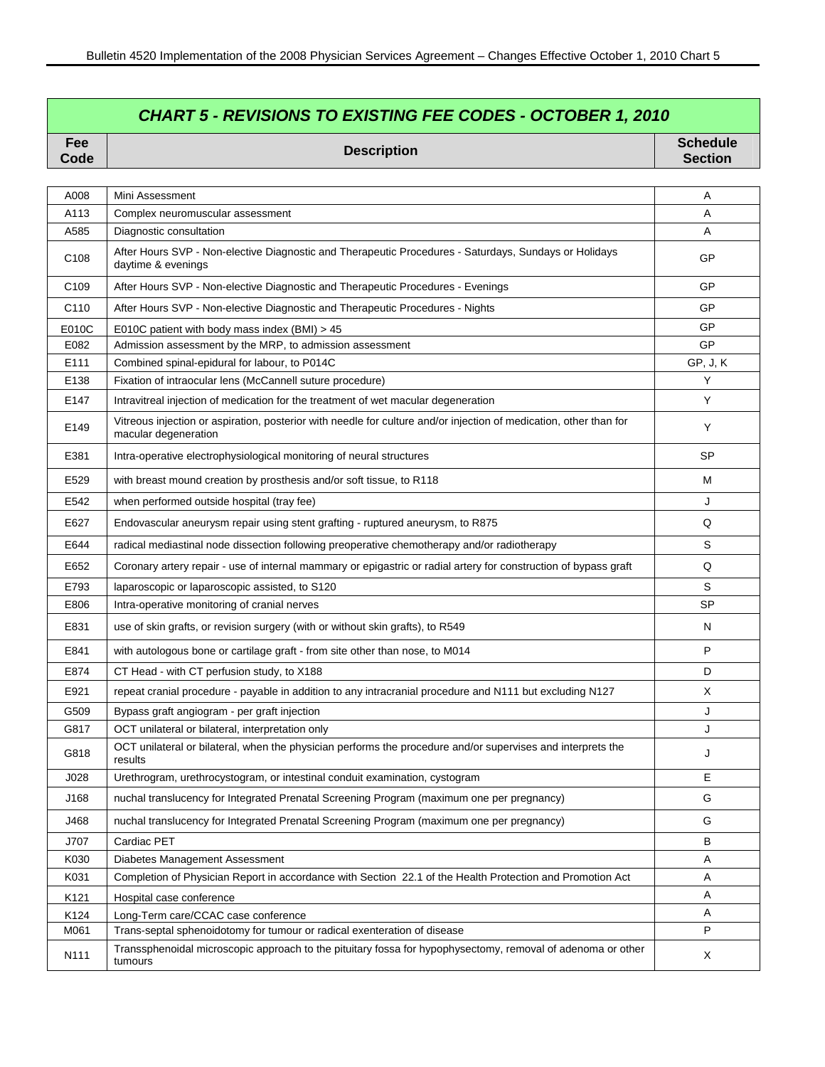## *CHART 5 - REVISIONS TO EXISTING FEE CODES - OCTOBER 1, 2010*

| Fee Code | Description | Schedule Section |
|---|---|---|
| A008 | Mini Assessment | A |
| A113 | Complex neuromuscular assessment | A |
| A585 | Diagnostic consultation | A |
| C108 | After Hours SVP - Non-elective Diagnostic and Therapeutic Procedures - Saturdays, Sundays or Holidays daytime & evenings | GP |
| C109 | After Hours SVP - Non-elective Diagnostic and Therapeutic Procedures - Evenings | GP |
| C110 | After Hours SVP - Non-elective Diagnostic and Therapeutic Procedures - Nights | GP |
| E010C | E010C patient with body mass index (BMI) > 45 | GP |
| E082 | Admission assessment by the MRP, to admission assessment | GP |
| E111 | Combined spinal-epidural for labour, to P014C | GP, J, K |
| E138 | Fixation of intraocular lens (McCannell suture procedure) | Y |
| E147 | Intravitreal injection of medication for the treatment of wet macular degeneration | Y |
| E149 | Vitreous injection or aspiration, posterior with needle for culture and/or injection of medication, other than for macular degeneration | Y |
| E381 | Intra-operative electrophysiological monitoring of neural structures | SP |
| E529 | with breast mound creation by prosthesis and/or soft tissue, to R118 | M |
| E542 | when performed outside hospital (tray fee) | J |
| E627 | Endovascular aneurysm repair using stent grafting - ruptured aneurysm, to R875 | Q |
| E644 | radical mediastinal node dissection following preoperative chemotherapy and/or radiotherapy | S |
| E652 | Coronary artery repair - use of internal mammary or epigastric or radial artery for construction of bypass graft | Q |
| E793 | laparoscopic or laparoscopic assisted, to S120 | S |
| E806 | Intra-operative monitoring of cranial nerves | SP |
| E831 | use of skin grafts, or revision surgery (with or without skin grafts), to R549 | N |
| E841 | with autologous bone or cartilage graft - from site other than nose, to M014 | P |
| E874 | CT Head - with CT perfusion study, to X188 | D |
| E921 | repeat cranial procedure - payable in addition to any intracranial procedure and N111 but excluding N127 | X |
| G509 | Bypass graft angiogram - per graft injection | J |
| G817 | OCT unilateral or bilateral, interpretation only | J |
| G818 | OCT unilateral or bilateral, when the physician performs the procedure and/or supervises and interprets the results | J |
| J028 | Urethrogram, urethrocystogram, or intestinal conduit examination, cystogram | E |
| J168 | nuchal translucency for Integrated Prenatal Screening Program (maximum one per pregnancy) | G |
| J468 | nuchal translucency for Integrated Prenatal Screening Program (maximum one per pregnancy) | G |
| J707 | Cardiac PET | B |
| K030 | Diabetes Management Assessment | A |
| K031 | Completion of Physician Report in accordance with Section 22.1 of the Health Protection and Promotion Act | A |
| K121 | Hospital case conference | A |
| K124 | Long-Term care/CCAC case conference | A |
| M061 | Trans-septal sphenoidotomy for tumour or radical exenteration of disease | P |
| N111 | Transsphenoidal microscopic approach to the pituitary fossa for hypophysectomy, removal of adenoma or other tumours | X |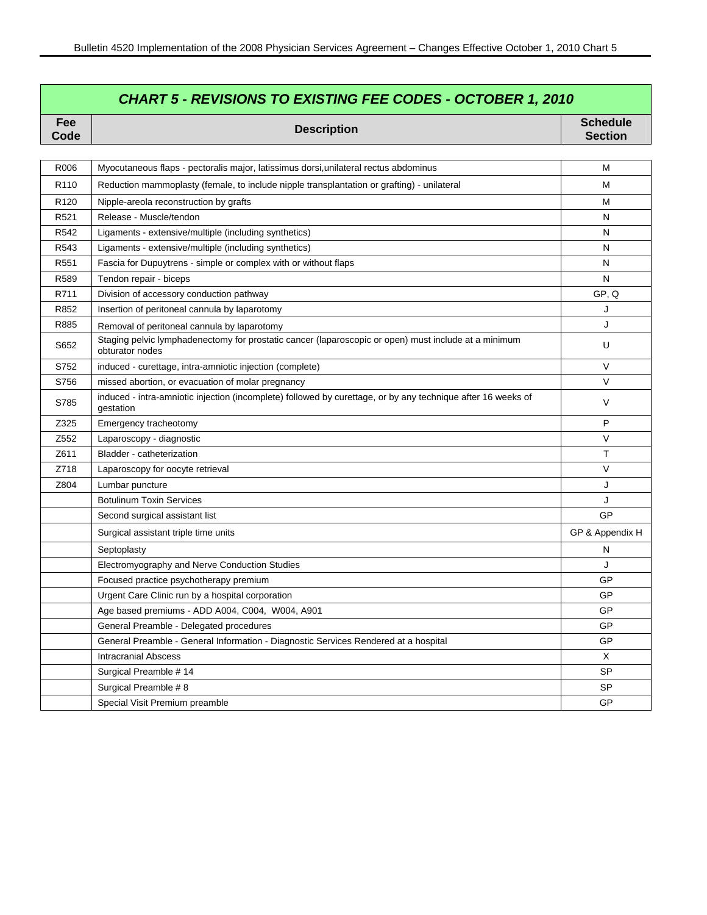## CHART 5 - REVISIONS TO EXISTING FEE CODES - OCTOBER 1, 2010

| Fee Code | Description | Schedule Section |
|---|---|---|
| R006 | Myocutaneous flaps - pectoralis major, latissimus dorsi,unilateral rectus abdominus | M |
| R110 | Reduction mammoplasty (female, to include nipple transplantation or grafting) - unilateral | M |
| R120 | Nipple-areola reconstruction by grafts | M |
| R521 | Release - Muscle/tendon | N |
| R542 | Ligaments - extensive/multiple (including synthetics) | N |
| R543 | Ligaments - extensive/multiple (including synthetics) | N |
| R551 | Fascia for Dupuytrens - simple or complex with or without flaps | N |
| R589 | Tendon repair - biceps | N |
| R711 | Division of accessory conduction pathway | GP, Q |
| R852 | Insertion of peritoneal cannula by laparotomy | J |
| R885 | Removal of peritoneal cannula by laparotomy | J |
| S652 | Staging pelvic lymphadenectomy for prostatic cancer (laparoscopic or open) must include at a minimum obturator nodes | U |
| S752 | induced - curettage, intra-amniotic injection (complete) | V |
| S756 | missed abortion, or evacuation of molar pregnancy | V |
| S785 | induced - intra-amniotic injection (incomplete) followed by curettage, or by any technique after 16 weeks of gestation | V |
| Z325 | Emergency tracheotomy | P |
| Z552 | Laparoscopy - diagnostic | V |
| Z611 | Bladder - catheterization | T |
| Z718 | Laparoscopy for oocyte retrieval | V |
| Z804 | Lumbar puncture | J |
| | Botulinum Toxin Services | J |
| | Second surgical assistant list | GP |
| | Surgical assistant triple time units | GP & Appendix H |
| | Septoplasty | N |
| | Electromyography and Nerve Conduction Studies | J |
| | Focused practice psychotherapy premium | GP |
| | Urgent Care Clinic run by a hospital corporation | GP |
| | Age based premiums - ADD A004, C004, W004, A901 | GP |
| | General Preamble - Delegated procedures | GP |
| | General Preamble - General Information - Diagnostic Services Rendered at a hospital | GP |
| | Intracranial Abscess | X |
| | Surgical Preamble # 14 | SP |
| | Surgical Preamble # 8 | SP |
| | Special Visit Premium preamble | GP |